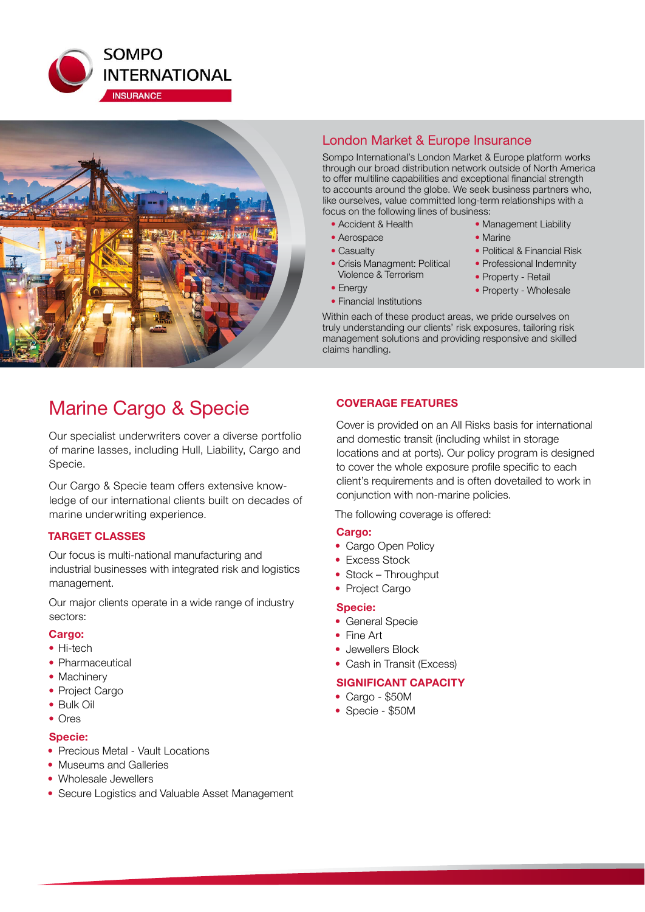SOMPO INTERNATIONAL

INSURANCE

## London Market & Europe Insurance

Sompo International's London Market & Europe platform works through our broad distribution network outside of North America to offer multiline capabilities and exceptional financial strength to accounts around the globe. We seek business partners who, like ourselves, value committed long-term relationships with a focus on the following lines of business:

- Accident & Health
- Aerospace
- Casualty
- Crisis Managment: Political Violence & Terrorism
- Energy
- Financial Institutions
- Management Liability
- Marine
- Political & Financial Risk
- Professional Indemnity
- Property - Retail
- Property - Wholesale

Within each of these product areas, we pride ourselves on truly understanding our clients' risk exposures, tailoring risk management solutions and providing responsive and skilled claims handling.

# Marine Cargo & Specie

Our specialist underwriters cover a diverse portfolio of marine lasses, including Hull, Liability, Cargo and Specie.

Our Cargo & Specie team offers extensive knowledge of our international clients built on decades of marine underwriting experience.

### TARGET CLASSES

Our focus is multi-national manufacturing and industrial businesses with integrated risk and logistics management.

Our major clients operate in a wide range of industry sectors:

**Cargo:**

- Hi-tech
- Pharmaceutical
- Machinery
- Project Cargo
- Bulk Oil
- Ores

**Specie:**

- Precious Metal - Vault Locations
- Museums and Galleries
- Wholesale Jewellers
- Secure Logistics and Valuable Asset Management

### COVERAGE FEATURES

Cover is provided on an All Risks basis for international and domestic transit (including whilst in storage locations and at ports). Our policy program is designed to cover the whole exposure profile specific to each client's requirements and is often dovetailed to work in conjunction with non-marine policies.

The following coverage is offered:

**Cargo:**

- Cargo Open Policy
- Excess Stock
- Stock – Throughput
- Project Cargo

**Specie:**

- General Specie
- Fine Art
- Jewellers Block
- Cash in Transit (Excess)

### SIGNIFICANT CAPACITY

- Cargo - $50M
- Specie - $50M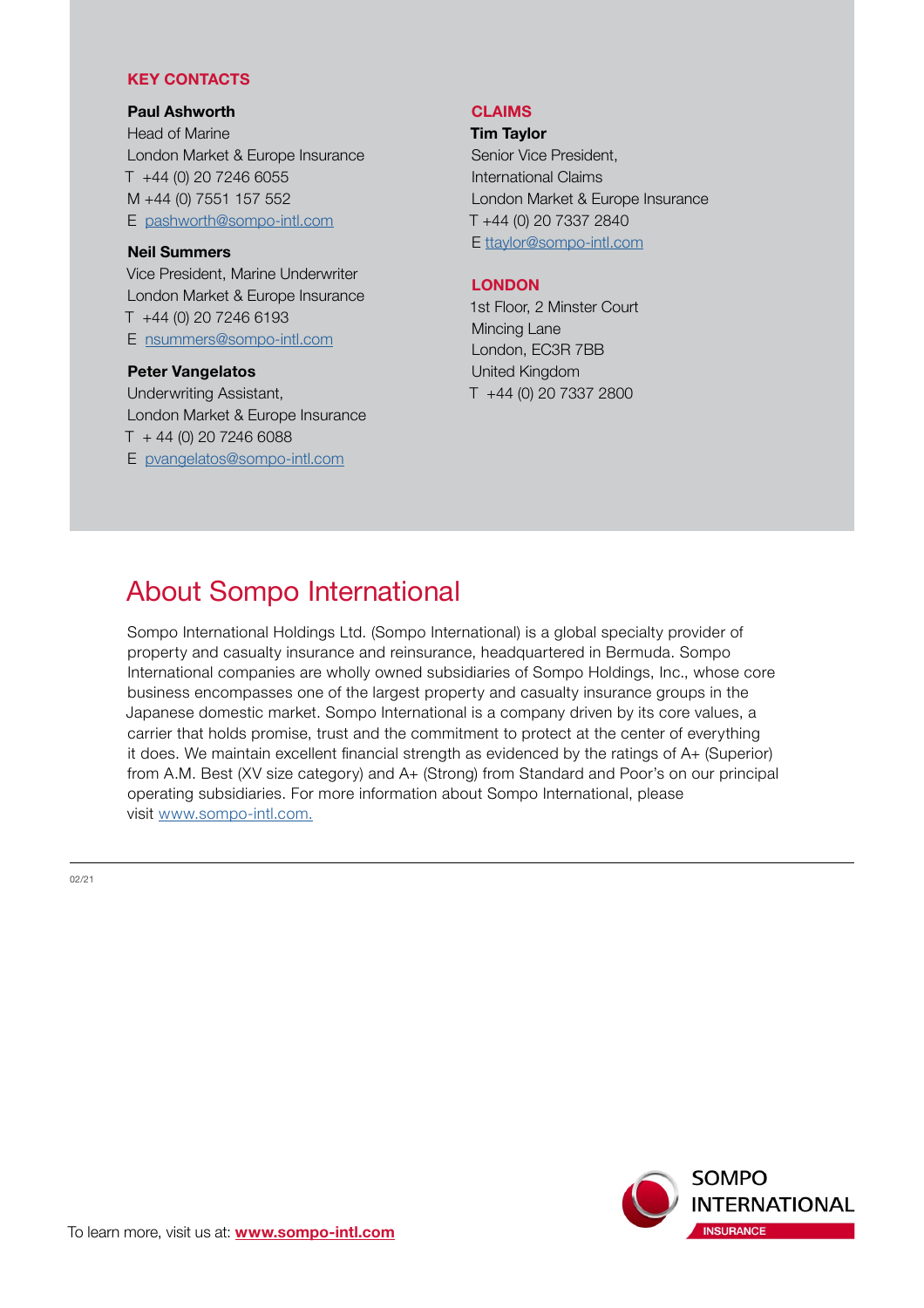## KEY CONTACTS

**Paul Ashworth**
Head of Marine
London Market & Europe Insurance
T +44 (0) 20 7246 6055
M +44 (0) 7551 157 552
E pashworth@sompo-intl.com

**Neil Summers**
Vice President, Marine Underwriter
London Market & Europe Insurance
T +44 (0) 20 7246 6193
E nsummers@sompo-intl.com

**Peter Vangelatos**
Underwriting Assistant,
London Market & Europe Insurance
T + 44 (0) 20 7246 6088
E pvangelatos@sompo-intl.com

## CLAIMS

**Tim Taylor**
Senior Vice President,
International Claims
London Market & Europe Insurance
T +44 (0) 20 7337 2840
E ttaylor@sompo-intl.com

## LONDON

1st Floor, 2 Minster Court
Mincing Lane
London, EC3R 7BB
United Kingdom
T +44 (0) 20 7337 2800

# About Sompo International

Sompo International Holdings Ltd. (Sompo International) is a global specialty provider of property and casualty insurance and reinsurance, headquartered in Bermuda. Sompo International companies are wholly owned subsidiaries of Sompo Holdings, Inc., whose core business encompasses one of the largest property and casualty insurance groups in the Japanese domestic market. Sompo International is a company driven by its core values, a carrier that holds promise, trust and the commitment to protect at the center of everything it does. We maintain excellent financial strength as evidenced by the ratings of A+ (Superior) from A.M. Best (XV size category) and A+ (Strong) from Standard and Poor's on our principal operating subsidiaries. For more information about Sompo International, please visit www.sompo-intl.com.

02/21

To learn more, visit us at: **www.sompo-intl.com**

SOMPO INTERNATIONAL
INSURANCE